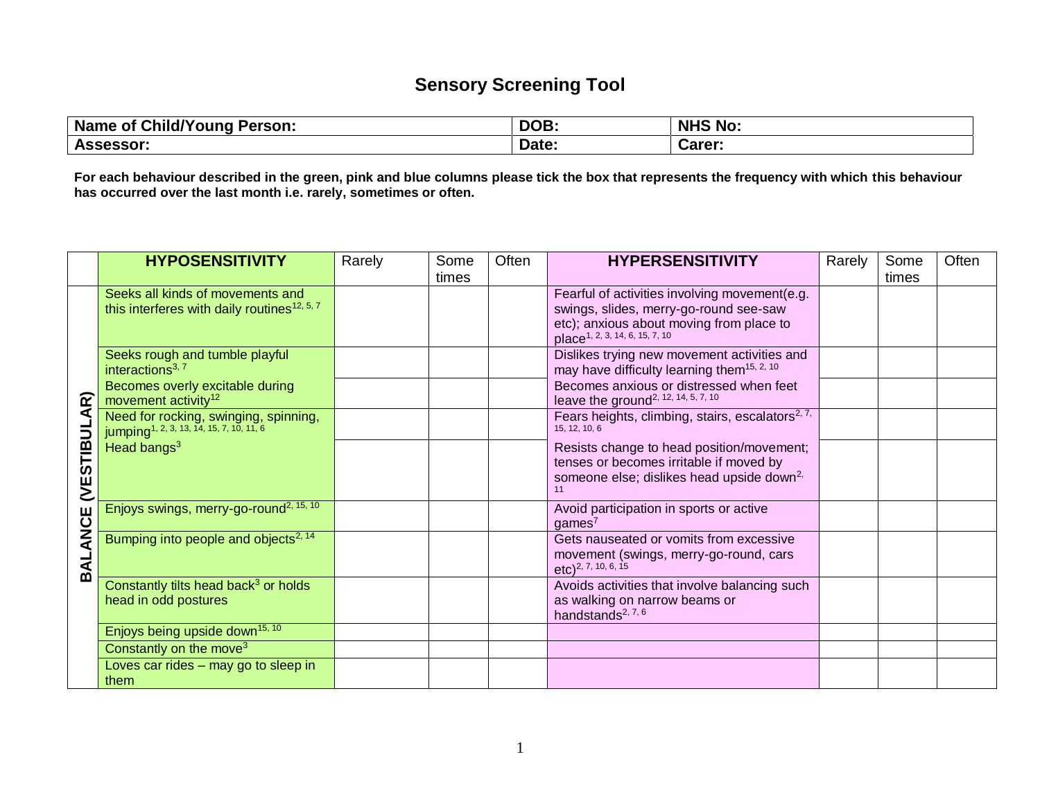# Sensory Screening Tool

| Name of Child/Young Person: | DOB: | NHS No: |
|---|---|---|
| **Assessor:** | **Date:** | **Carer:** |

**For each behaviour described in the green, pink and blue columns please tick the box that represents the frequency with which this behaviour has occurred over the last month i.e. rarely, sometimes or often.**

| | HYPOSENSITIVITY | Rarely | Some times | Often | HYPERSENSITIVITY | Rarely | Some times | Often |
|---|---|---|---|---|---|---|---|---|
| **BALANCE (VESTIBULAR)** | Seeks all kinds of movements and this interferes with daily routines[12, 5, 7] | | | | Fearful of activities involving movement(e.g. swings, slides, merry-go-round see-saw etc); anxious about moving from place to place[1, 2, 3, 14, 6, 15, 7, 10] | | | |
| | Seeks rough and tumble playful interactions[3, 7] | | | | Dislikes trying new movement activities and may have difficulty learning them[15, 2, 10] | | | |
| | Becomes overly excitable during movement activity[12] | | | | Becomes anxious or distressed when feet leave the ground[2, 12, 14, 5, 7, 10] | | | |
| | Need for rocking, swinging, spinning, jumping[1, 2, 3, 13, 14, 15, 7, 10, 11, 6] | | | | Fears heights, climbing, stairs, escalators[2, 7, 15, 12, 10, 6] | | | |
| | Head bangs[3] | | | | Resists change to head position/movement; tenses or becomes irritable if moved by someone else; dislikes head upside down[2, 11] | | | |
| | Enjoys swings, merry-go-round[2, 15, 10] | | | | Avoid participation in sports or active games[7] | | | |
| | Bumping into people and objects[2, 14] | | | | Gets nauseated or vomits from excessive movement (swings, merry-go-round, cars etc)[2, 7, 10, 6, 15] | | | |
| | Constantly tilts head back[3] or holds head in odd postures | | | | Avoids activities that involve balancing such as walking on narrow beams or handstands[2, 7, 6] | | | |
| | Enjoys being upside down[15, 10] | | | | | | | |
| | Constantly on the move[3] | | | | | | | |
| | Loves car rides – may go to sleep in them | | | | | | | |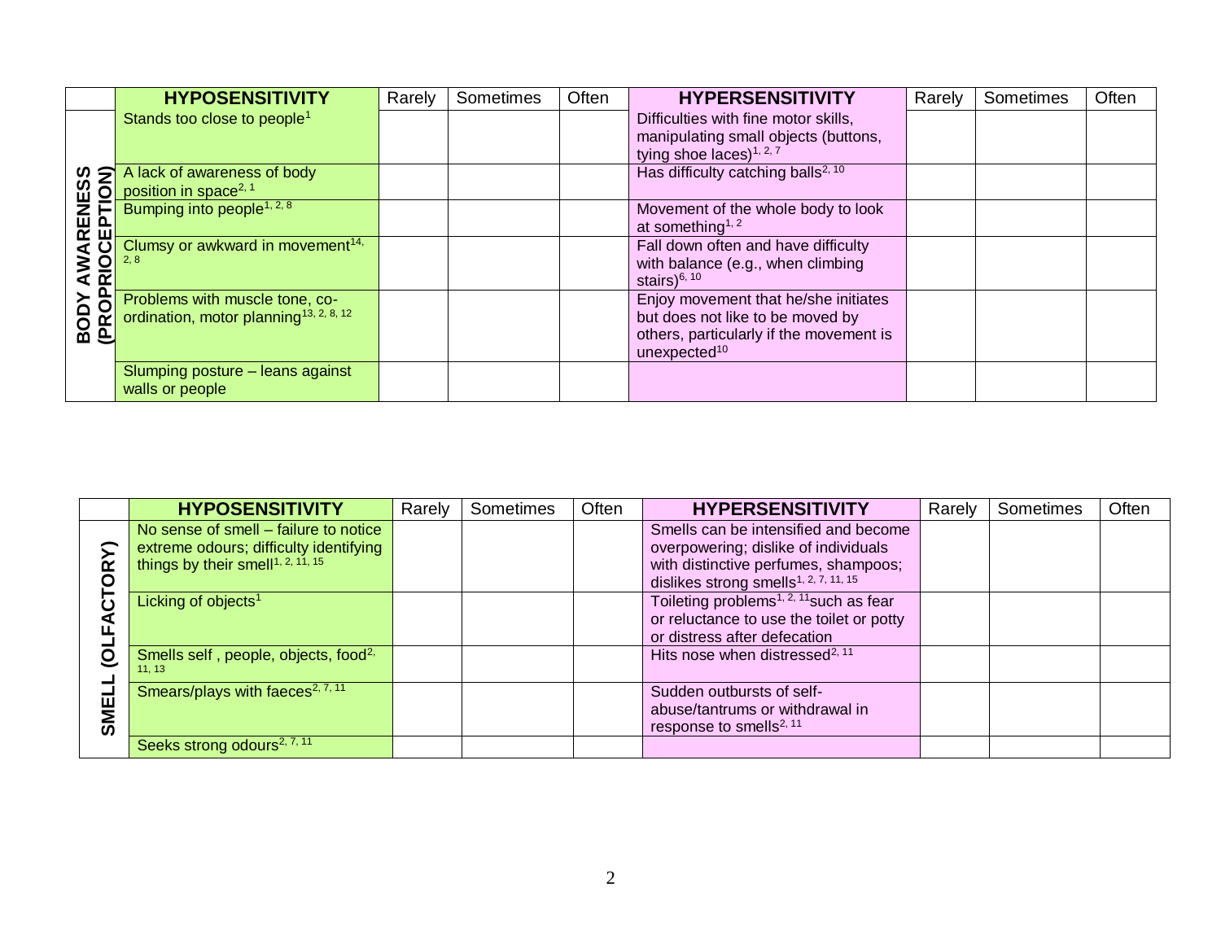| | HYPOSENSITIVITY | Rarely | Sometimes | Often | HYPERSENSITIVITY | Rarely | Sometimes | Often |
|---|---|---|---|---|---|---|---|---|
| BODY AWARENESS (PROPRIOCEPTION) | Stands too close to people[1] | | | | Difficulties with fine motor skills, manipulating small objects (buttons, tying shoe laces)[1, 2, 7] | | | |
| | A lack of awareness of body position in space[2, 1] | | | | Has difficulty catching balls[2, 10] | | | |
| | Bumping into people[1, 2, 8] | | | | Movement of the whole body to look at something[1, 2] | | | |
| | Clumsy or awkward in movement[14, 2, 8] | | | | Fall down often and have difficulty with balance (e.g., when climbing stairs)[6, 10] | | | |
| | Problems with muscle tone, co-ordination, motor planning[13, 2, 8, 12] | | | | Enjoy movement that he/she initiates but does not like to be moved by others, particularly if the movement is unexpected[10] | | | |
| | Slumping posture – leans against walls or people | | | | | | | |

| | HYPOSENSITIVITY | Rarely | Sometimes | Often | HYPERSENSITIVITY | Rarely | Sometimes | Often |
|---|---|---|---|---|---|---|---|---|
| SMELL (OLFACTORY) | No sense of smell – failure to notice extreme odours; difficulty identifying things by their smell[1, 2, 11, 15] | | | | Smells can be intensified and become overpowering; dislike of individuals with distinctive perfumes, shampoos; dislikes strong smells[1, 2, 7, 11, 15] | | | |
| | Licking of objects[1] | | | | Toileting problems[1, 2, 11] such as fear or reluctance to use the toilet or potty or distress after defecation | | | |
| | Smells self , people, objects, food[2, 11, 13] | | | | Hits nose when distressed[2, 11] | | | |
| | Smears/plays with faeces[2, 7, 11] | | | | Sudden outbursts of self-abuse/tantrums or withdrawal in response to smells[2, 11] | | | |
| | Seeks strong odours[2, 7, 11] | | | | | | | |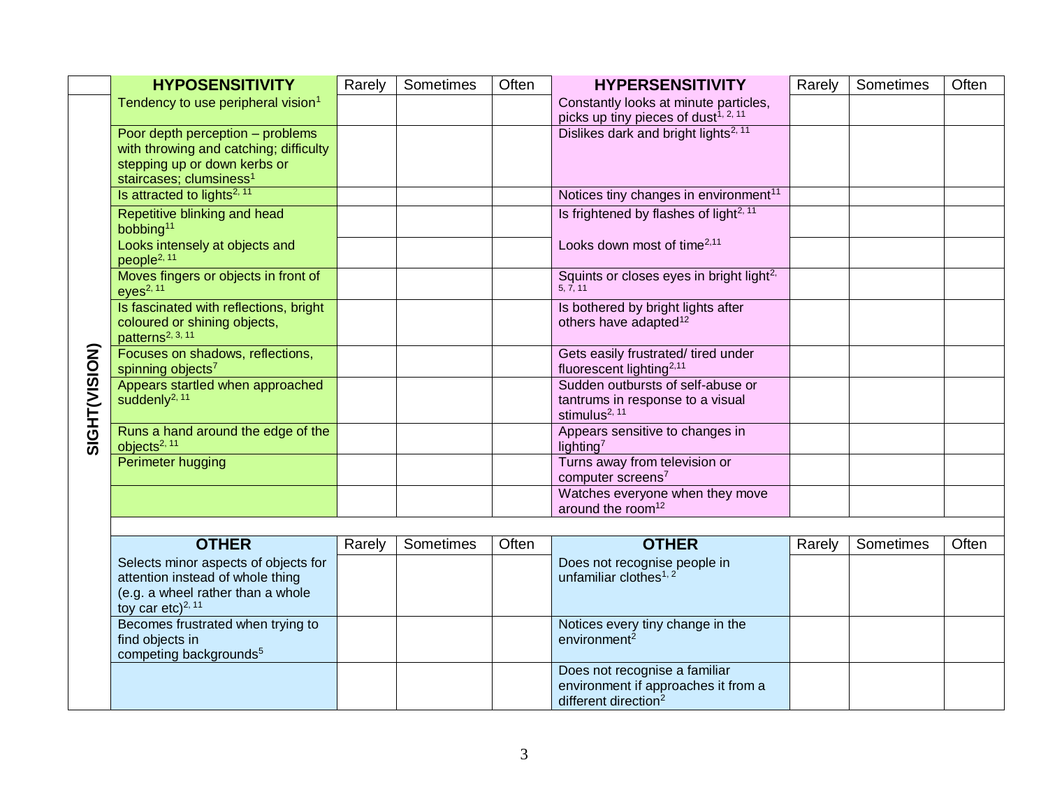|  | HYPOSENSITIVITY | Rarely | Sometimes | Often | HYPERSENSITIVITY | Rarely | Sometimes | Often |
|---|---|---|---|---|---|---|---|---|
| SIGHT(VISION) | Tendency to use peripheral vision[1] |  |  |  | Constantly looks at minute particles, picks up tiny pieces of dust[1, 2, 11] |  |  |  |
|  | Poor depth perception – problems with throwing and catching; difficulty stepping up or down kerbs or staircases; clumsiness[1] |  |  |  | Dislikes dark and bright lights[2, 11] |  |  |  |
|  | Is attracted to lights[2, 11] |  |  |  | Notices tiny changes in environment[11] |  |  |  |
|  | Repetitive blinking and head bobbing[11] |  |  |  | Is frightened by flashes of light[2, 11] |  |  |  |
|  | Looks intensely at objects and people[2, 11] |  |  |  | Looks down most of time[2,11] |  |  |  |
|  | Moves fingers or objects in front of eyes[2, 11] |  |  |  | Squints or closes eyes in bright light[2, 5, 7, 11] |  |  |  |
|  | Is fascinated with reflections, bright coloured or shining objects, patterns[2, 3, 11] |  |  |  | Is bothered by bright lights after others have adapted[12] |  |  |  |
|  | Focuses on shadows, reflections, spinning objects[7] |  |  |  | Gets easily frustrated/ tired under fluorescent lighting[2,11] |  |  |  |
|  | Appears startled when approached suddenly[2, 11] |  |  |  | Sudden outbursts of self-abuse or tantrums in response to a visual stimulus[2, 11] |  |  |  |
|  | Runs a hand around the edge of the objects[2, 11] |  |  |  | Appears sensitive to changes in lighting[7] |  |  |  |
|  | Perimeter hugging |  |  |  | Turns away from television or computer screens[7] |  |  |  |
|  |  |  |  |  | Watches everyone when they move around the room[12] |  |  |  |
|  |  |  |  |  |  |  |  |  |
|  | **OTHER** | Rarely | Sometimes | Often | **OTHER** | Rarely | Sometimes | Often |
|  | Selects minor aspects of objects for attention instead of whole thing (e.g. a wheel rather than a whole toy car etc)[2, 11] |  |  |  | Does not recognise people in unfamiliar clothes[1, 2] |  |  |  |
|  | Becomes frustrated when trying to find objects in competing backgrounds[5] |  |  |  | Notices every tiny change in the environment[2] |  |  |  |
|  |  |  |  |  | Does not recognise a familiar environment if approaches it from a different direction[2] |  |  |  |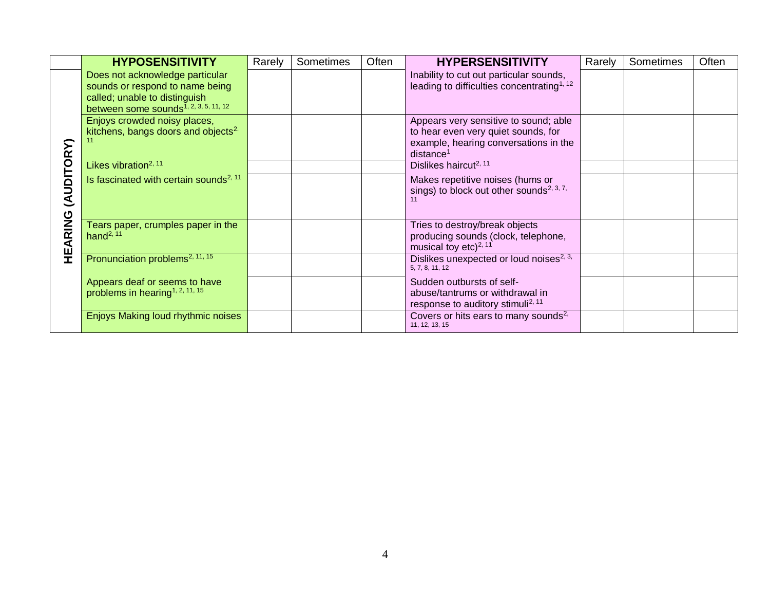| | HYPOSENSITIVITY | Rarely | Sometimes | Often | HYPERSENSITIVITY | Rarely | Sometimes | Often |
|---|---|---|---|---|---|---|---|---|
| HEARING (AUDITORY) | Does not acknowledge particular sounds or respond to name being called; unable to distinguish between some sounds[1, 2, 3, 5, 11, 12] | | | | Inability to cut out particular sounds, leading to difficulties concentrating[1, 12] | | | |
| | Enjoys crowded noisy places, kitchens, bangs doors and objects[2, 11] | | | | Appears very sensitive to sound; able to hear even very quiet sounds, for example, hearing conversations in the distance[1] | | | |
| | Likes vibration[2, 11] | | | | Dislikes haircut[2, 11] | | | |
| | Is fascinated with certain sounds[2, 11] | | | | Makes repetitive noises (hums or sings) to block out other sounds[2, 3, 7, 11] | | | |
| | Tears paper, crumples paper in the hand[2, 11] | | | | Tries to destroy/break objects producing sounds (clock, telephone, musical toy etc)[2, 11] | | | |
| | Pronunciation problems[2, 11, 15] | | | | Dislikes unexpected or loud noises[2, 3, 5, 7, 8, 11, 12] | | | |
| | Appears deaf or seems to have problems in hearing[1, 2, 11, 15] | | | | Sudden outbursts of self-abuse/tantrums or withdrawal in response to auditory stimuli[2, 11] | | | |
| | Enjoys Making loud rhythmic noises | | | | Covers or hits ears to many sounds[2, 11, 12, 13, 15] | | | |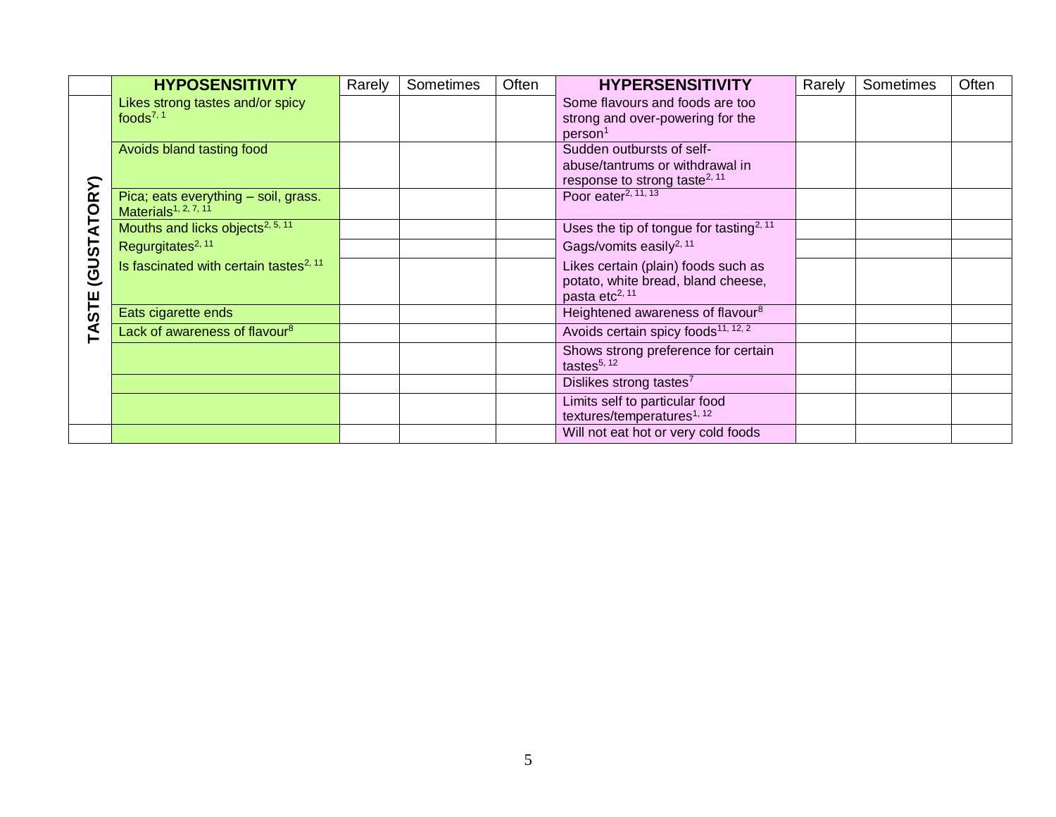| | HYPOSENSITIVITY | Rarely | Sometimes | Often | HYPERSENSITIVITY | Rarely | Sometimes | Often |
|---|---|---|---|---|---|---|---|---|
| TASTE (GUSTATORY) | Likes strong tastes and/or spicy foods[7, 1] | | | | Some flavours and foods are too strong and over-powering for the person[1] | | | |
| | Avoids bland tasting food | | | | Sudden outbursts of self-abuse/tantrums or withdrawal in response to strong taste[2, 11] | | | |
| | Pica; eats everything – soil, grass. Materials[1, 2, 7, 11] | | | | Poor eater[2, 11, 13] | | | |
| | Mouths and licks objects[2, 5, 11] | | | | Uses the tip of tongue for tasting[2, 11] | | | |
| | Regurgitates[2, 11] | | | | Gags/vomits easily[2, 11] | | | |
| | Is fascinated with certain tastes[2, 11] | | | | Likes certain (plain) foods such as potato, white bread, bland cheese, pasta etc[2, 11] | | | |
| | Eats cigarette ends | | | | Heightened awareness of flavour[8] | | | |
| | Lack of awareness of flavour[8] | | | | Avoids certain spicy foods[11, 12, 2] | | | |
| | | | | | Shows strong preference for certain tastes[5, 12] | | | |
| | | | | | Dislikes strong tastes[7] | | | |
| | | | | | Limits self to particular food textures/temperatures[1, 12] | | | |
| | | | | | Will not eat hot or very cold foods | | | |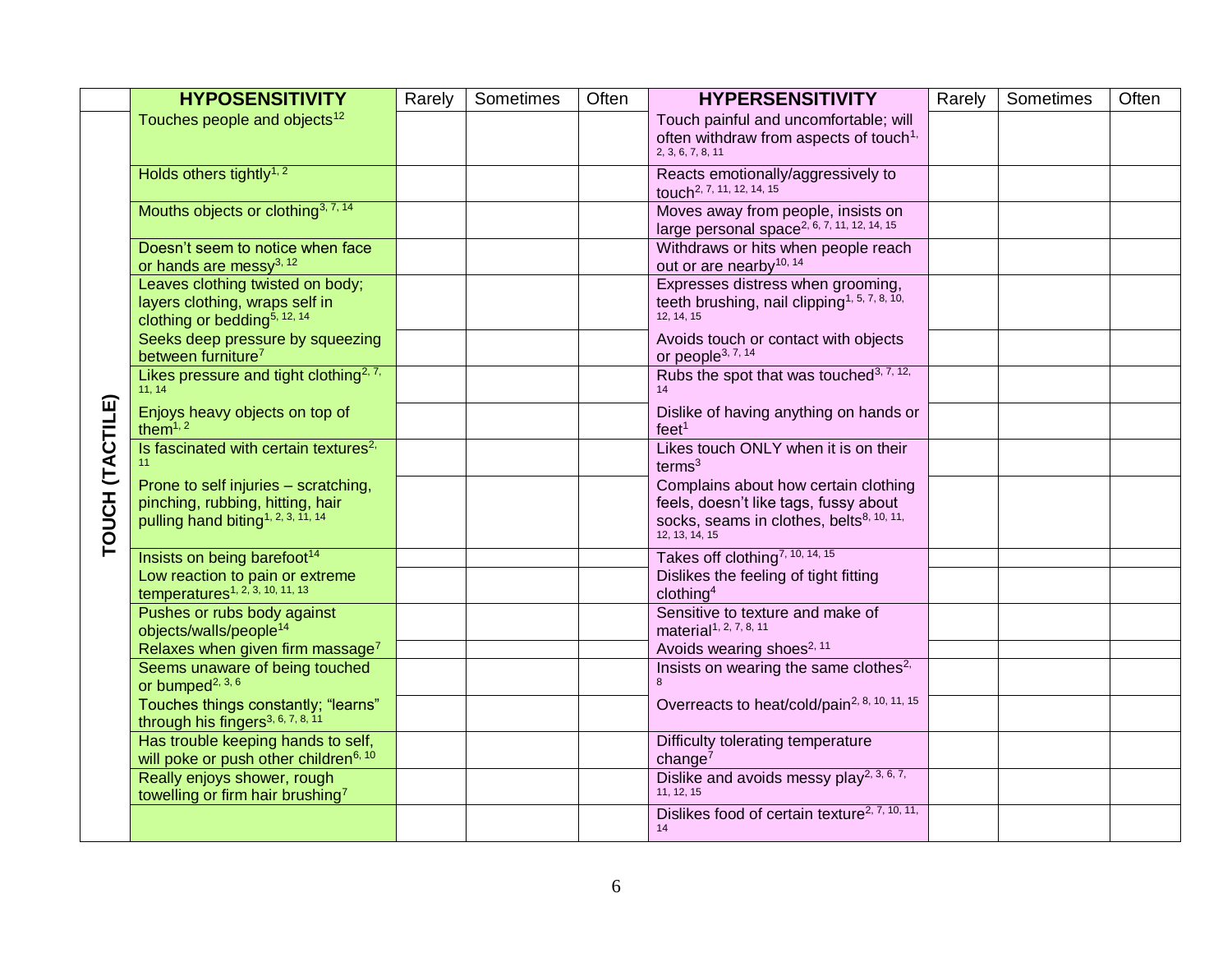|  | HYPOSENSITIVITY | Rarely | Sometimes | Often | HYPERSENSITIVITY | Rarely | Sometimes | Often |
|---|---|---|---|---|---|---|---|---|
| TOUCH (TACTILE) | Touches people and objects[12] |  |  |  | Touch painful and uncomfortable; will often withdraw from aspects of touch[1, 2, 3, 6, 7, 8, 11] |  |  |  |
|  | Holds others tightly[1, 2] |  |  |  | Reacts emotionally/aggressively to touch[2, 7, 11, 12, 14, 15] |  |  |  |
|  | Mouths objects or clothing[3, 7, 14] |  |  |  | Moves away from people, insists on large personal space[2, 6, 7, 11, 12, 14, 15] |  |  |  |
|  | Doesn't seem to notice when face or hands are messy[3, 12] |  |  |  | Withdraws or hits when people reach out or are nearby[10, 14] |  |  |  |
|  | Leaves clothing twisted on body; layers clothing, wraps self in clothing or bedding[5, 12, 14] |  |  |  | Expresses distress when grooming, teeth brushing, nail clipping[1, 5, 7, 8, 10, 12, 14, 15] |  |  |  |
|  | Seeks deep pressure by squeezing between furniture[7] |  |  |  | Avoids touch or contact with objects or people[3, 7, 14] |  |  |  |
|  | Likes pressure and tight clothing[2, 7, 11, 14] |  |  |  | Rubs the spot that was touched[3, 7, 12, 14] |  |  |  |
|  | Enjoys heavy objects on top of them[1, 2] |  |  |  | Dislike of having anything on hands or feet[1] |  |  |  |
|  | Is fascinated with certain textures[2, 11] |  |  |  | Likes touch ONLY when it is on their terms[3] |  |  |  |
|  | Prone to self injuries – scratching, pinching, rubbing, hitting, hair pulling hand biting[1, 2, 3, 11, 14] |  |  |  | Complains about how certain clothing feels, doesn't like tags, fussy about socks, seams in clothes, belts[8, 10, 11, 12, 13, 14, 15] |  |  |  |
|  | Insists on being barefoot[14] |  |  |  | Takes off clothing[7, 10, 14, 15] |  |  |  |
|  | Low reaction to pain or extreme temperatures[1, 2, 3, 10, 11, 13] |  |  |  | Dislikes the feeling of tight fitting clothing[4] |  |  |  |
|  | Pushes or rubs body against objects/walls/people[14] |  |  |  | Sensitive to texture and make of material[1, 2, 7, 8, 11] |  |  |  |
|  | Relaxes when given firm massage[7] |  |  |  | Avoids wearing shoes[2, 11] |  |  |  |
|  | Seems unaware of being touched or bumped[2, 3, 6] |  |  |  | Insists on wearing the same clothes[2, 8] |  |  |  |
|  | Touches things constantly; "learns" through his fingers[3, 6, 7, 8, 11] |  |  |  | Overreacts to heat/cold/pain[2, 8, 10, 11, 15] |  |  |  |
|  | Has trouble keeping hands to self, will poke or push other children[6, 10] |  |  |  | Difficulty tolerating temperature change[7] |  |  |  |
|  | Really enjoys shower, rough towelling or firm hair brushing[7] |  |  |  | Dislike and avoids messy play[2, 3, 6, 7, 11, 12, 15] |  |  |  |
|  |  |  |  |  | Dislikes food of certain texture[2, 7, 10, 11, 14] |  |  |  |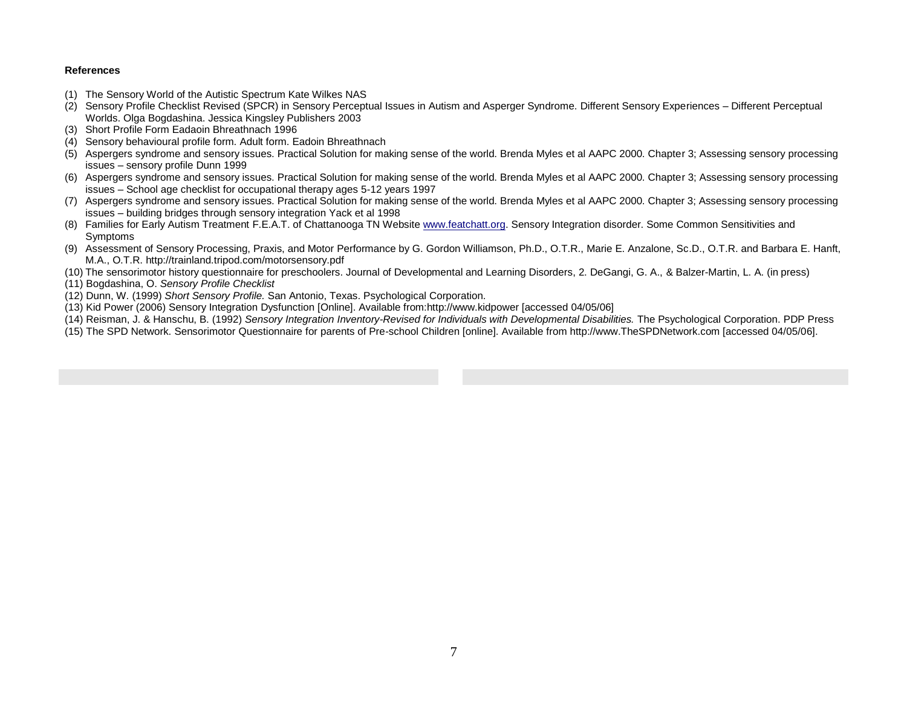**References**

(1) The Sensory World of the Autistic Spectrum Kate Wilkes NAS
(2) Sensory Profile Checklist Revised (SPCR) in Sensory Perceptual Issues in Autism and Asperger Syndrome. Different Sensory Experiences – Different Perceptual Worlds. Olga Bogdashina. Jessica Kingsley Publishers 2003
(3) Short Profile Form Eadaoin Bhreathnach 1996
(4) Sensory behavioural profile form. Adult form. Eadoin Bhreathnach
(5) Aspergers syndrome and sensory issues. Practical Solution for making sense of the world. Brenda Myles et al AAPC 2000. Chapter 3; Assessing sensory processing issues – sensory profile Dunn 1999
(6) Aspergers syndrome and sensory issues. Practical Solution for making sense of the world. Brenda Myles et al AAPC 2000. Chapter 3; Assessing sensory processing issues – School age checklist for occupational therapy ages 5-12 years 1997
(7) Aspergers syndrome and sensory issues. Practical Solution for making sense of the world. Brenda Myles et al AAPC 2000. Chapter 3; Assessing sensory processing issues – building bridges through sensory integration Yack et al 1998
(8) Families for Early Autism Treatment F.E.A.T. of Chattanooga TN Website www.featchatt.org. Sensory Integration disorder. Some Common Sensitivities and Symptoms
(9) Assessment of Sensory Processing, Praxis, and Motor Performance by G. Gordon Williamson, Ph.D., O.T.R., Marie E. Anzalone, Sc.D., O.T.R. and Barbara E. Hanft, M.A., O.T.R. http://trainland.tripod.com/motorsensory.pdf
(10) The sensorimotor history questionnaire for preschoolers. Journal of Developmental and Learning Disorders, 2. DeGangi, G. A., & Balzer-Martin, L. A. (in press)
(11) Bogdashina, O. *Sensory Profile Checklist*
(12) Dunn, W. (1999) *Short Sensory Profile.* San Antonio, Texas. Psychological Corporation.
(13) Kid Power (2006) Sensory Integration Dysfunction [Online]. Available from:http://www.kidpower [accessed 04/05/06]
(14) Reisman, J. & Hanschu, B. (1992) *Sensory Integration Inventory-Revised for Individuals with Developmental Disabilities.* The Psychological Corporation. PDP Press
(15) The SPD Network. Sensorimotor Questionnaire for parents of Pre-school Children [online]. Available from http://www.TheSPDNetwork.com [accessed 04/05/06].